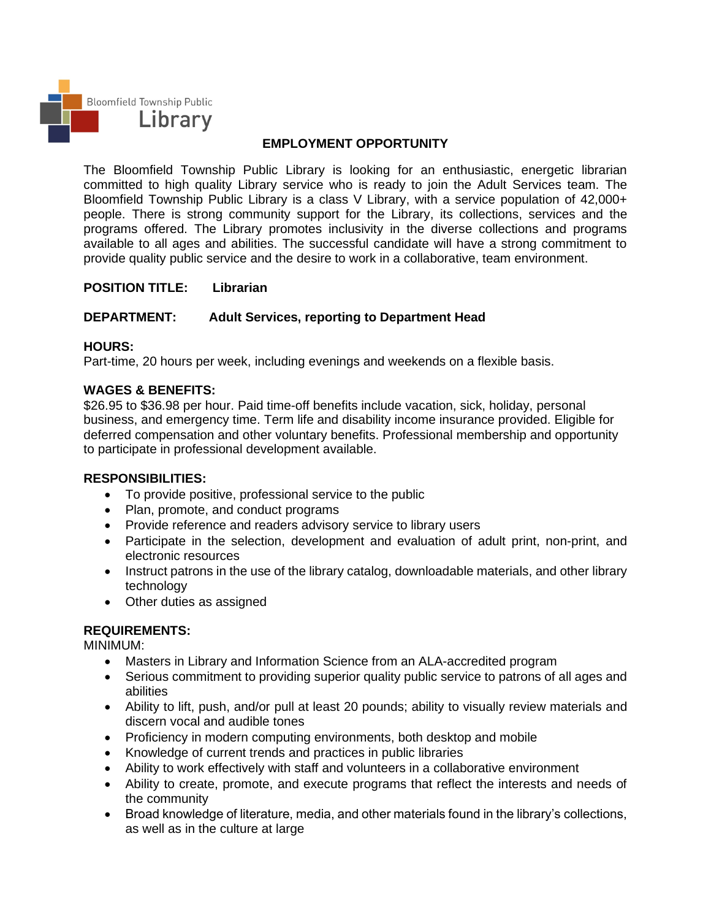Bloomfield Township Public Library

# EMPLOYMENT OPPORTUNITY

The Bloomfield Township Public Library is looking for an enthusiastic, energetic librarian committed to high quality Library service who is ready to join the Adult Services team. The Bloomfield Township Public Library is a class V Library, with a service population of 42,000+ people. There is strong community support for the Library, its collections, services and the programs offered. The Library promotes inclusivity in the diverse collections and programs available to all ages and abilities. The successful candidate will have a strong commitment to provide quality public service and the desire to work in a collaborative, team environment.

**POSITION TITLE:** **Librarian**

**DEPARTMENT:** **Adult Services, reporting to Department Head**

**HOURS:**
Part-time, 20 hours per week, including evenings and weekends on a flexible basis.

**WAGES & BENEFITS:**
$26.95 to $36.98 per hour. Paid time-off benefits include vacation, sick, holiday, personal business, and emergency time. Term life and disability income insurance provided. Eligible for deferred compensation and other voluntary benefits. Professional membership and opportunity to participate in professional development available.

**RESPONSIBILITIES:**

- To provide positive, professional service to the public
- Plan, promote, and conduct programs
- Provide reference and readers advisory service to library users
- Participate in the selection, development and evaluation of adult print, non-print, and electronic resources
- Instruct patrons in the use of the library catalog, downloadable materials, and other library technology
- Other duties as assigned

**REQUIREMENTS:**
MINIMUM:

- Masters in Library and Information Science from an ALA-accredited program
- Serious commitment to providing superior quality public service to patrons of all ages and abilities
- Ability to lift, push, and/or pull at least 20 pounds; ability to visually review materials and discern vocal and audible tones
- Proficiency in modern computing environments, both desktop and mobile
- Knowledge of current trends and practices in public libraries
- Ability to work effectively with staff and volunteers in a collaborative environment
- Ability to create, promote, and execute programs that reflect the interests and needs of the community
- Broad knowledge of literature, media, and other materials found in the library's collections, as well as in the culture at large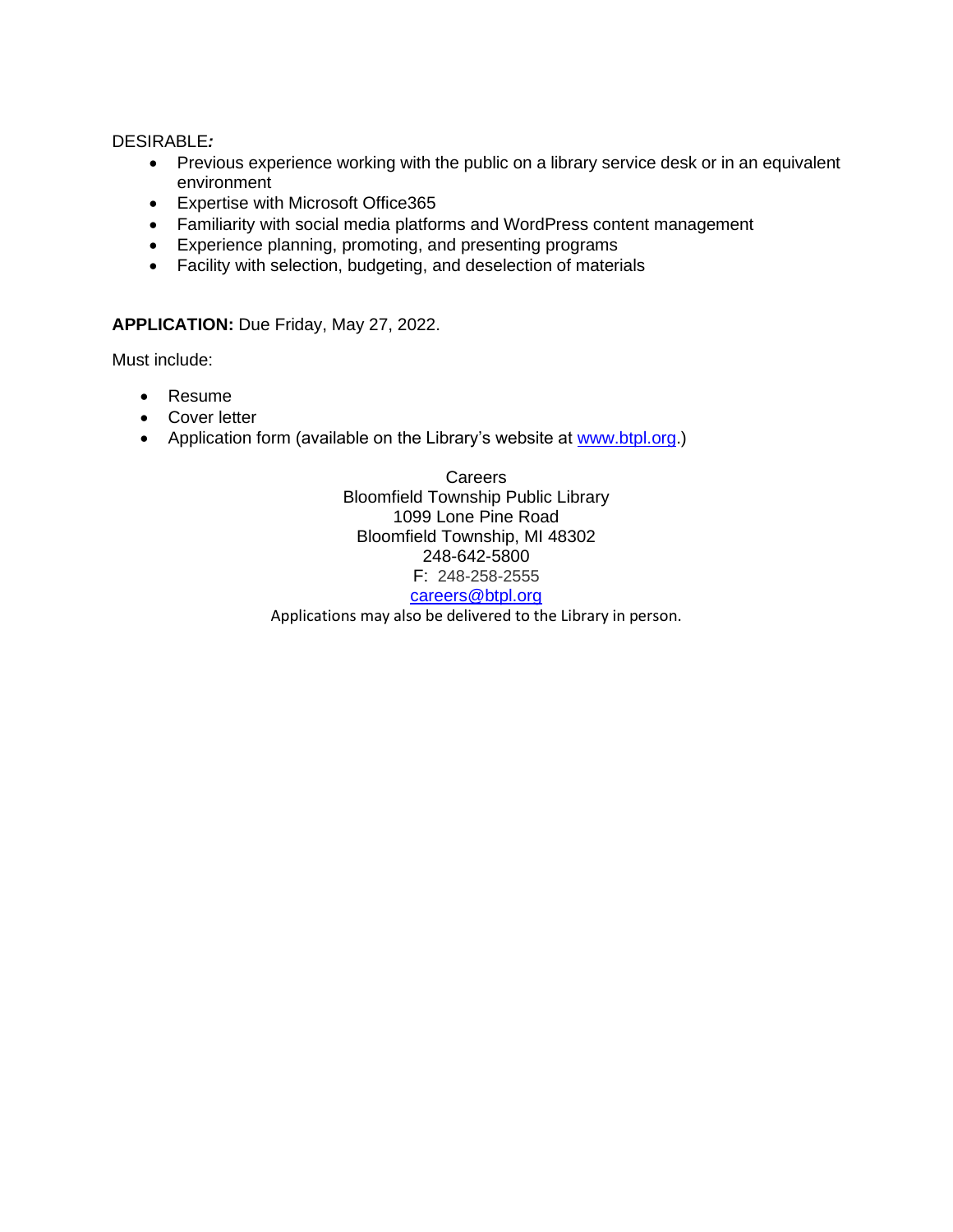DESIRABLE*:*

- Previous experience working with the public on a library service desk or in an equivalent environment
- Expertise with Microsoft Office365
- Familiarity with social media platforms and WordPress content management
- Experience planning, promoting, and presenting programs
- Facility with selection, budgeting, and deselection of materials

**APPLICATION:** Due Friday, May 27, 2022.

Must include:

- Resume
- Cover letter
- Application form (available on the Library's website at www.btpl.org.)

Careers
Bloomfield Township Public Library
1099 Lone Pine Road
Bloomfield Township, MI 48302
248-642-5800
F: 248-258-2555
careers@btpl.org
Applications may also be delivered to the Library in person.